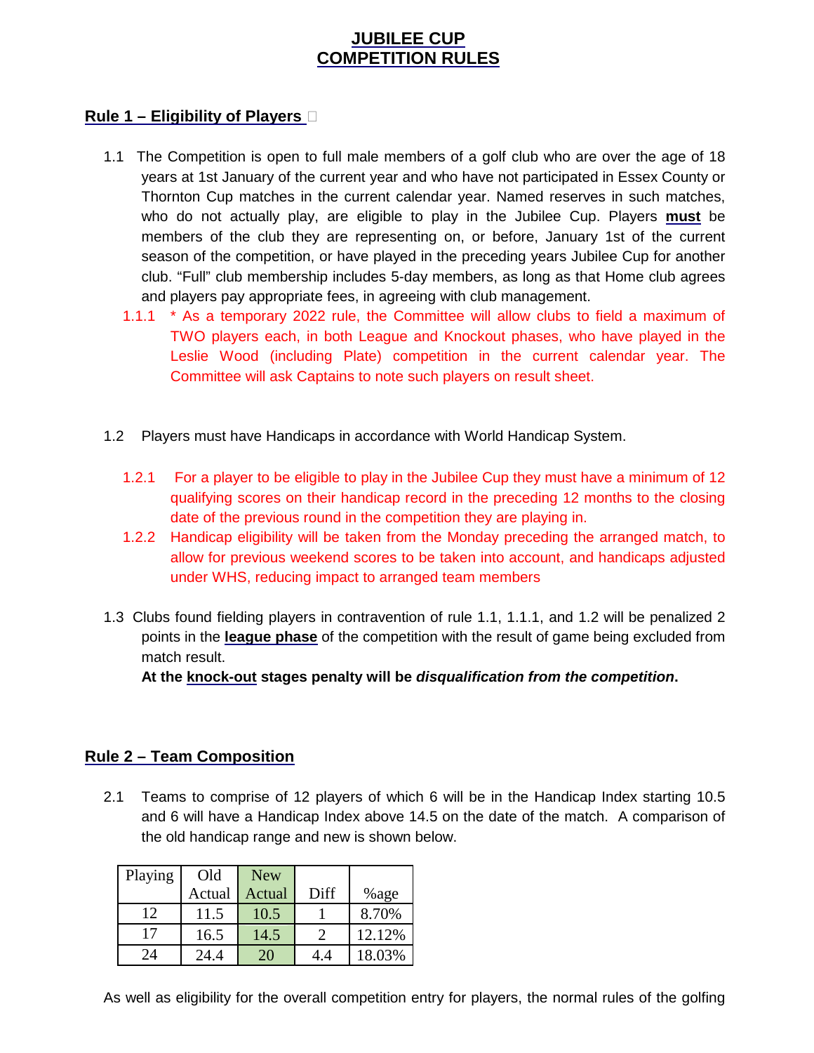# JUBILEE CUP
# COMPETITION RULES

## Rule 1 – Eligibility of Players

1.1 The Competition is open to full male members of a golf club who are over the age of 18 years at 1st January of the current year and who have not participated in Essex County or Thornton Cup matches in the current calendar year. Named reserves in such matches, who do not actually play, are eligible to play in the Jubilee Cup. Players **must** be members of the club they are representing on, or before, January 1st of the current season of the competition, or have played in the preceding years Jubilee Cup for another club. "Full" club membership includes 5-day members, as long as that Home club agrees and players pay appropriate fees, in agreeing with club management.

1.1.1 * As a temporary 2022 rule, the Committee will allow clubs to field a maximum of TWO players each, in both League and Knockout phases, who have played in the Leslie Wood (including Plate) competition in the current calendar year. The Committee will ask Captains to note such players on result sheet.

1.2 Players must have Handicaps in accordance with World Handicap System.

1.2.1 For a player to be eligible to play in the Jubilee Cup they must have a minimum of 12 qualifying scores on their handicap record in the preceding 12 months to the closing date of the previous round in the competition they are playing in.

1.2.2 Handicap eligibility will be taken from the Monday preceding the arranged match, to allow for previous weekend scores to be taken into account, and handicaps adjusted under WHS, reducing impact to arranged team members

1.3 Clubs found fielding players in contravention of rule 1.1, 1.1.1, and 1.2 will be penalized 2 points in the **league phase** of the competition with the result of game being excluded from match result.

**At the knock-out stages penalty will be *disqualification from the competition*.**

## Rule 2 – Team Composition

2.1 Teams to comprise of 12 players of which 6 will be in the Handicap Index starting 10.5 and 6 will have a Handicap Index above 14.5 on the date of the match. A comparison of the old handicap range and new is shown below.

| Playing | Old Actual | New Actual | Diff | %age |
|---|---|---|---|---|
| 12 | 11.5 | 10.5 | 1 | 8.70% |
| 17 | 16.5 | 14.5 | 2 | 12.12% |
| 24 | 24.4 | 20 | 4.4 | 18.03% |

As well as eligibility for the overall competition entry for players, the normal rules of the golfing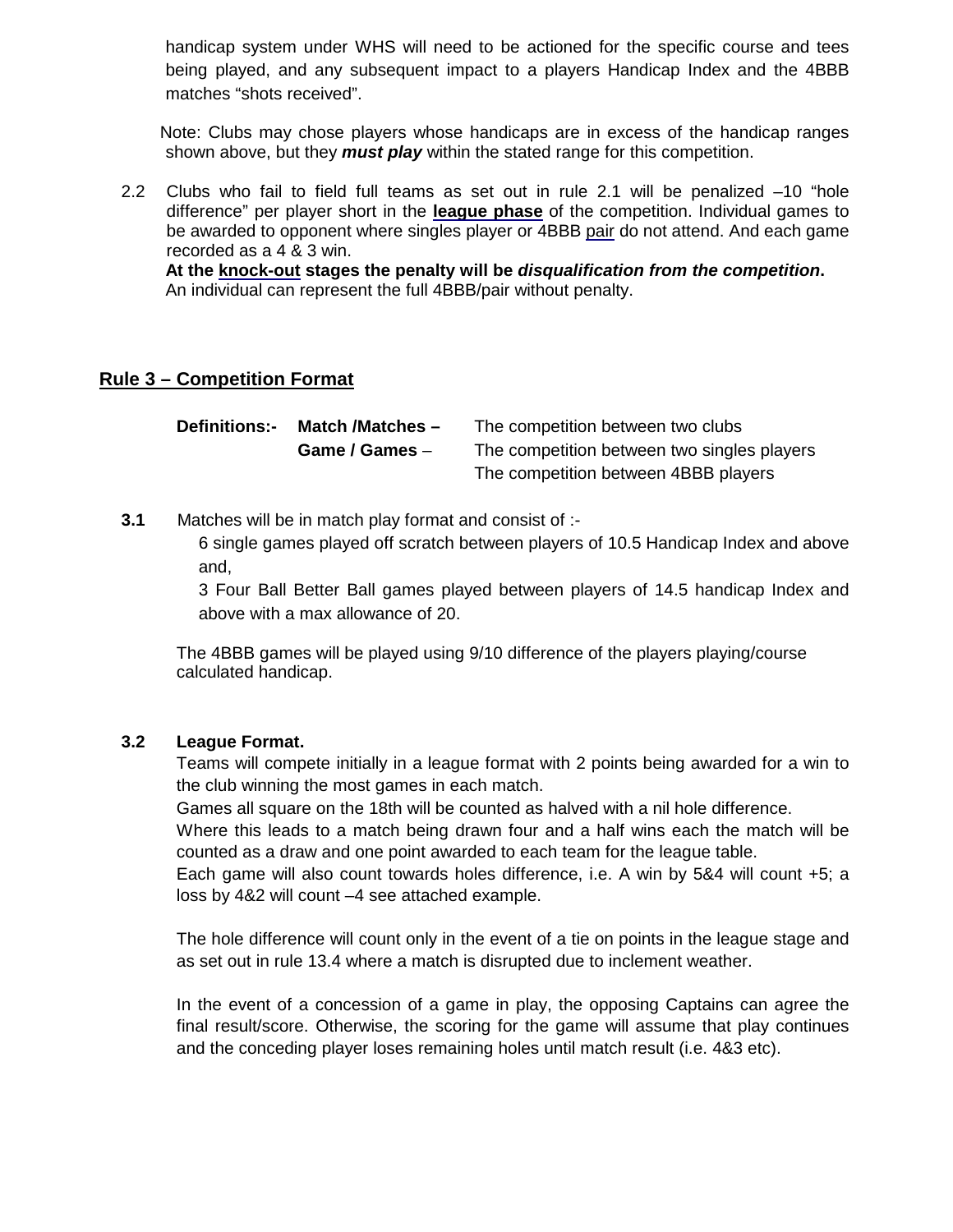handicap system under WHS will need to be actioned for the specific course and tees being played, and any subsequent impact to a players Handicap Index and the 4BBB matches "shots received".

Note: Clubs may chose players whose handicaps are in excess of the handicap ranges shown above, but they ***must play*** within the stated range for this competition.

2.2 Clubs who fail to field full teams as set out in rule 2.1 will be penalized –10 "hole difference" per player short in the **league phase** of the competition. Individual games to be awarded to opponent where singles player or 4BBB pair do not attend. And each game recorded as a 4 & 3 win.
**At the knock-out stages the penalty will be *disqualification from the competition*.**
An individual can represent the full 4BBB/pair without penalty.

## Rule 3 – Competition Format

| **Definitions:-** | **Match /Matches –** | The competition between two clubs |
|---|---|---|
| | **Game / Games** – | The competition between two singles players |
| | | The competition between 4BBB players |

**3.1** Matches will be in match play format and consist of :-

6 single games played off scratch between players of 10.5 Handicap Index and above and,

3 Four Ball Better Ball games played between players of 14.5 handicap Index and above with a max allowance of 20.

The 4BBB games will be played using 9/10 difference of the players playing/course calculated handicap.

**3.2 League Format.**

Teams will compete initially in a league format with 2 points being awarded for a win to the club winning the most games in each match.

Games all square on the 18th will be counted as halved with a nil hole difference.

Where this leads to a match being drawn four and a half wins each the match will be counted as a draw and one point awarded to each team for the league table.

Each game will also count towards holes difference, i.e. A win by 5&4 will count +5; a loss by 4&2 will count –4 see attached example.

The hole difference will count only in the event of a tie on points in the league stage and as set out in rule 13.4 where a match is disrupted due to inclement weather.

In the event of a concession of a game in play, the opposing Captains can agree the final result/score. Otherwise, the scoring for the game will assume that play continues and the conceding player loses remaining holes until match result (i.e. 4&3 etc).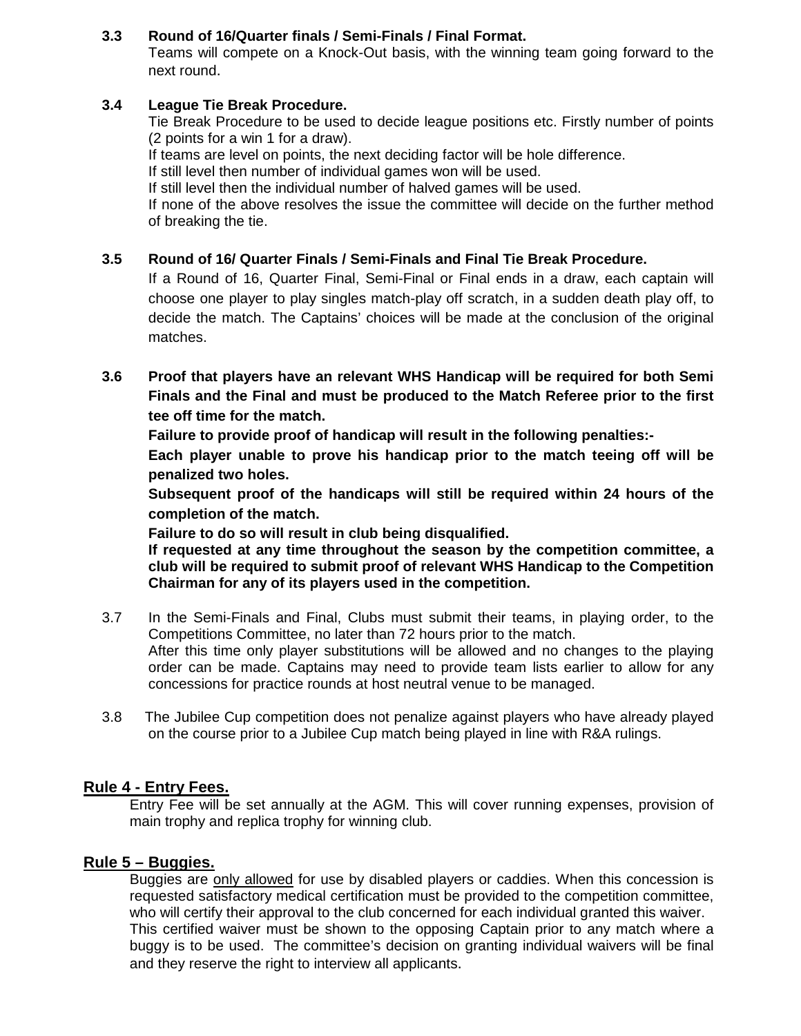**3.3 Round of 16/Quarter finals / Semi-Finals / Final Format.**

Teams will compete on a Knock-Out basis, with the winning team going forward to the next round.

**3.4 League Tie Break Procedure.**

Tie Break Procedure to be used to decide league positions etc. Firstly number of points (2 points for a win 1 for a draw).

If teams are level on points, the next deciding factor will be hole difference.

If still level then number of individual games won will be used.

If still level then the individual number of halved games will be used.

If none of the above resolves the issue the committee will decide on the further method of breaking the tie.

**3.5 Round of 16/ Quarter Finals / Semi-Finals and Final Tie Break Procedure.**

If a Round of 16, Quarter Final, Semi-Final or Final ends in a draw, each captain will choose one player to play singles match-play off scratch, in a sudden death play off, to decide the match. The Captains' choices will be made at the conclusion of the original matches.

**3.6 Proof that players have an relevant WHS Handicap will be required for both Semi Finals and the Final and must be produced to the Match Referee prior to the first tee off time for the match.**

**Failure to provide proof of handicap will result in the following penalties:-**

**Each player unable to prove his handicap prior to the match teeing off will be penalized two holes.**

**Subsequent proof of the handicaps will still be required within 24 hours of the completion of the match.**

**Failure to do so will result in club being disqualified.**

**If requested at any time throughout the season by the competition committee, a club will be required to submit proof of relevant WHS Handicap to the Competition Chairman for any of its players used in the competition.**

3.7 In the Semi-Finals and Final, Clubs must submit their teams, in playing order, to the Competitions Committee, no later than 72 hours prior to the match.

After this time only player substitutions will be allowed and no changes to the playing order can be made. Captains may need to provide team lists earlier to allow for any concessions for practice rounds at host neutral venue to be managed.

3.8 The Jubilee Cup competition does not penalize against players who have already played on the course prior to a Jubilee Cup match being played in line with R&A rulings.

## Rule 4 - Entry Fees.

Entry Fee will be set annually at the AGM. This will cover running expenses, provision of main trophy and replica trophy for winning club.

## Rule 5 – Buggies.

Buggies are only allowed for use by disabled players or caddies. When this concession is requested satisfactory medical certification must be provided to the competition committee, who will certify their approval to the club concerned for each individual granted this waiver.

This certified waiver must be shown to the opposing Captain prior to any match where a buggy is to be used. The committee's decision on granting individual waivers will be final and they reserve the right to interview all applicants.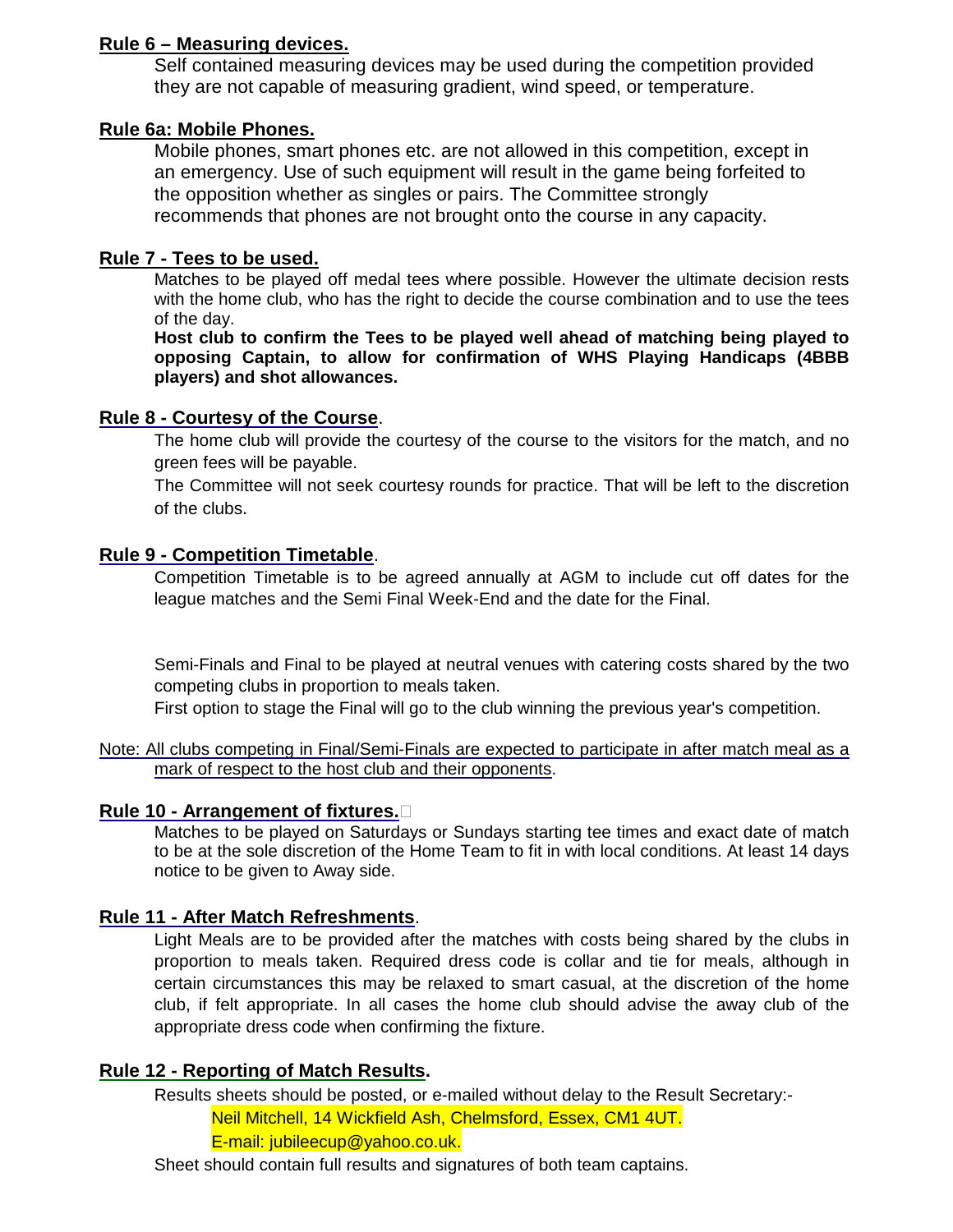## Rule 6 – Measuring devices.

Self contained measuring devices may be used during the competition provided they are not capable of measuring gradient, wind speed, or temperature.

## Rule 6a: Mobile Phones.

Mobile phones, smart phones etc. are not allowed in this competition, except in an emergency. Use of such equipment will result in the game being forfeited to the opposition whether as singles or pairs. The Committee strongly recommends that phones are not brought onto the course in any capacity.

## Rule 7 - Tees to be used.

Matches to be played off medal tees where possible. However the ultimate decision rests with the home club, who has the right to decide the course combination and to use the tees of the day.

**Host club to confirm the Tees to be played well ahead of matching being played to opposing Captain, to allow for confirmation of WHS Playing Handicaps (4BBB players) and shot allowances.**

## Rule 8 - Courtesy of the Course.

The home club will provide the courtesy of the course to the visitors for the match, and no green fees will be payable.

The Committee will not seek courtesy rounds for practice. That will be left to the discretion of the clubs.

## Rule 9 - Competition Timetable.

Competition Timetable is to be agreed annually at AGM to include cut off dates for the league matches and the Semi Final Week-End and the date for the Final.

Semi-Finals and Final to be played at neutral venues with catering costs shared by the two competing clubs in proportion to meals taken.

First option to stage the Final will go to the club winning the previous year's competition.

Note: All clubs competing in Final/Semi-Finals are expected to participate in after match meal as a mark of respect to the host club and their opponents.

## Rule 10 - Arrangement of fixtures.

Matches to be played on Saturdays or Sundays starting tee times and exact date of match to be at the sole discretion of the Home Team to fit in with local conditions. At least 14 days notice to be given to Away side.

## Rule 11 - After Match Refreshments.

Light Meals are to be provided after the matches with costs being shared by the clubs in proportion to meals taken. Required dress code is collar and tie for meals, although in certain circumstances this may be relaxed to smart casual, at the discretion of the home club, if felt appropriate. In all cases the home club should advise the away club of the appropriate dress code when confirming the fixture.

## Rule 12 - Reporting of Match Results.

Results sheets should be posted, or e-mailed without delay to the Result Secretary:-

Neil Mitchell, 14 Wickfield Ash, Chelmsford, Essex, CM1 4UT.
E-mail: jubileecup@yahoo.co.uk.

Sheet should contain full results and signatures of both team captains.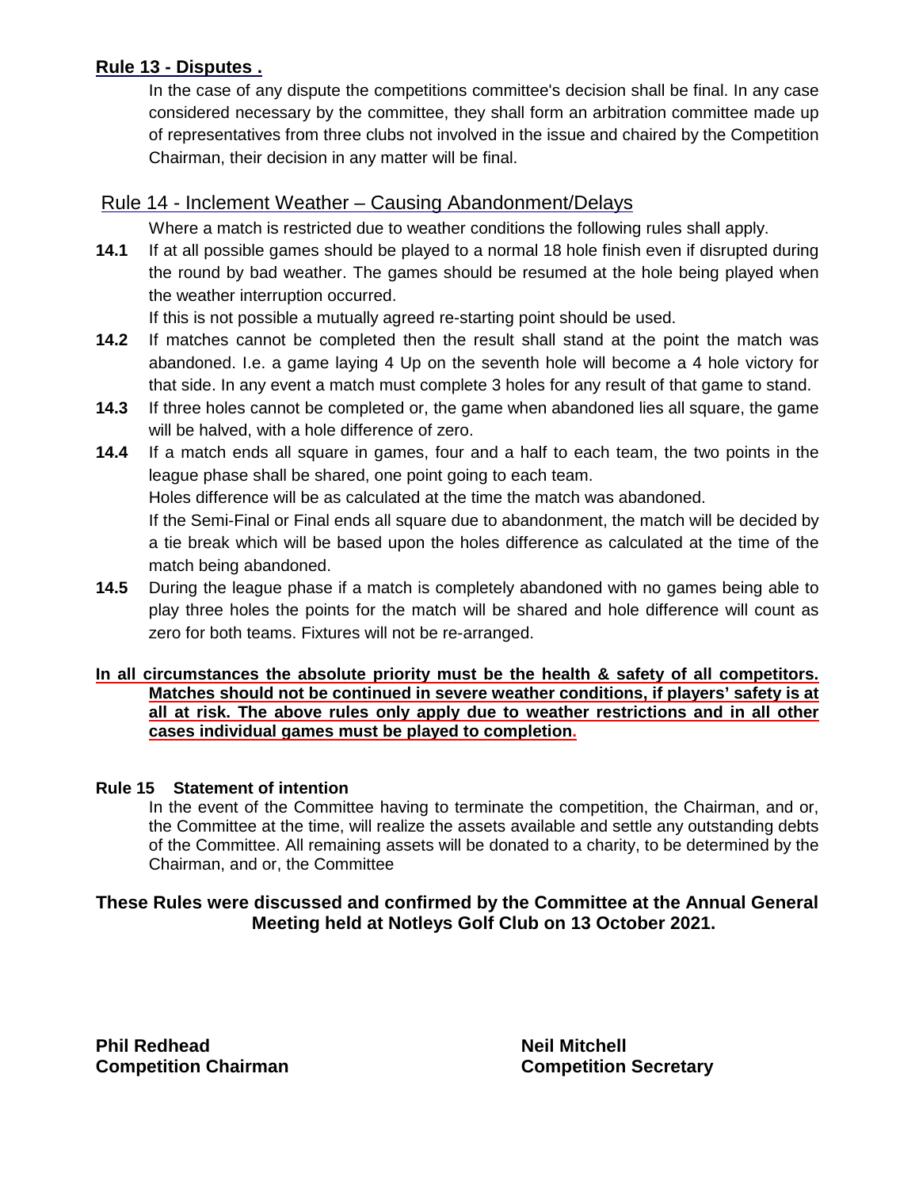## **Rule 13 - Disputes .**

In the case of any dispute the competitions committee's decision shall be final. In any case considered necessary by the committee, they shall form an arbitration committee made up of representatives from three clubs not involved in the issue and chaired by the Competition Chairman, their decision in any matter will be final.

## Rule 14 - Inclement Weather – Causing Abandonment/Delays

Where a match is restricted due to weather conditions the following rules shall apply.

**14.1** If at all possible games should be played to a normal 18 hole finish even if disrupted during the round by bad weather. The games should be resumed at the hole being played when the weather interruption occurred.

If this is not possible a mutually agreed re-starting point should be used.

**14.2** If matches cannot be completed then the result shall stand at the point the match was abandoned. I.e. a game laying 4 Up on the seventh hole will become a 4 hole victory for that side. In any event a match must complete 3 holes for any result of that game to stand.

**14.3** If three holes cannot be completed or, the game when abandoned lies all square, the game will be halved, with a hole difference of zero.

**14.4** If a match ends all square in games, four and a half to each team, the two points in the league phase shall be shared, one point going to each team.

Holes difference will be as calculated at the time the match was abandoned.

If the Semi-Final or Final ends all square due to abandonment, the match will be decided by a tie break which will be based upon the holes difference as calculated at the time of the match being abandoned.

**14.5** During the league phase if a match is completely abandoned with no games being able to play three holes the points for the match will be shared and hole difference will count as zero for both teams. Fixtures will not be re-arranged.

**In all circumstances the absolute priority must be the health & safety of all competitors. Matches should not be continued in severe weather conditions, if players' safety is at all at risk. The above rules only apply due to weather restrictions and in all other cases individual games must be played to completion.**

**Rule 15 Statement of intention**

In the event of the Committee having to terminate the competition, the Chairman, and or, the Committee at the time, will realize the assets available and settle any outstanding debts of the Committee. All remaining assets will be donated to a charity, to be determined by the Chairman, and or, the Committee

**These Rules were discussed and confirmed by the Committee at the Annual General Meeting held at Notleys Golf Club on 13 October 2021.**

**Phil Redhead**
**Competition Chairman**

**Neil Mitchell**
**Competition Secretary**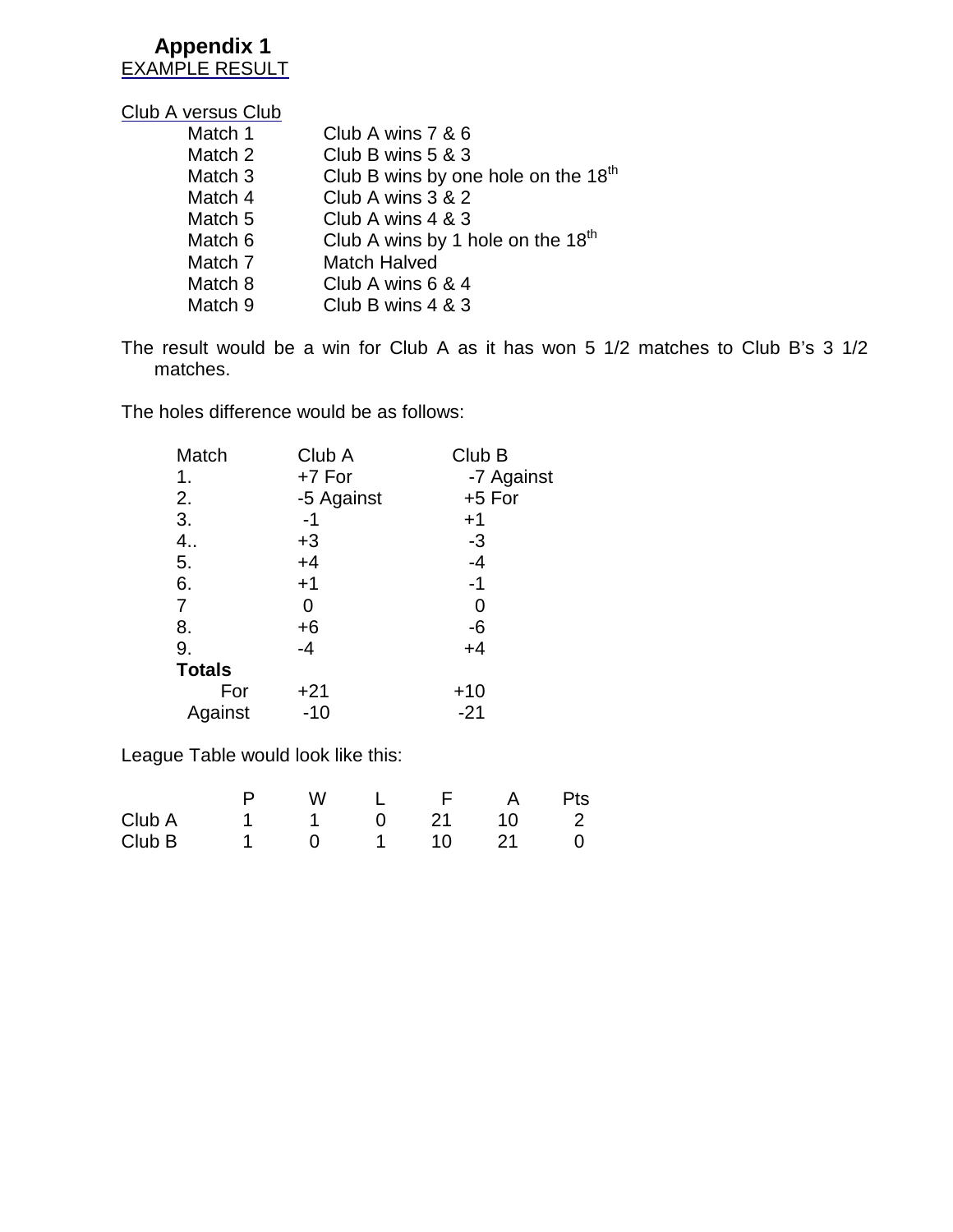## Appendix 1

EXAMPLE RESULT

Club A versus Club

| | |
|---|---|
| Match 1 | Club A wins 7 & 6 |
| Match 2 | Club B wins 5 & 3 |
| Match 3 | Club B wins by one hole on the 18th |
| Match 4 | Club A wins 3 & 2 |
| Match 5 | Club A wins 4 & 3 |
| Match 6 | Club A wins by 1 hole on the 18th |
| Match 7 | Match Halved |
| Match 8 | Club A wins 6 & 4 |
| Match 9 | Club B wins 4 & 3 |

The result would be a win for Club A as it has won 5 1/2 matches to Club B's 3 1/2 matches.

The holes difference would be as follows:

| Match | Club A | Club B |
|---|---|---|
| 1. | +7 For | -7 Against |
| 2. | -5 Against | +5 For |
| 3. | -1 | +1 |
| 4.. | +3 | -3 |
| 5. | +4 | -4 |
| 6. | +1 | -1 |
| 7 | 0 | 0 |
| 8. | +6 | -6 |
| 9. | -4 | +4 |
| **Totals** | | |
| For | +21 | +10 |
| Against | -10 | -21 |

League Table would look like this:

| | P | W | L | F | A | Pts |
|---|---|---|---|---|---|---|
| Club A | 1 | 1 | 0 | 21 | 10 | 2 |
| Club B | 1 | 0 | 1 | 10 | 21 | 0 |